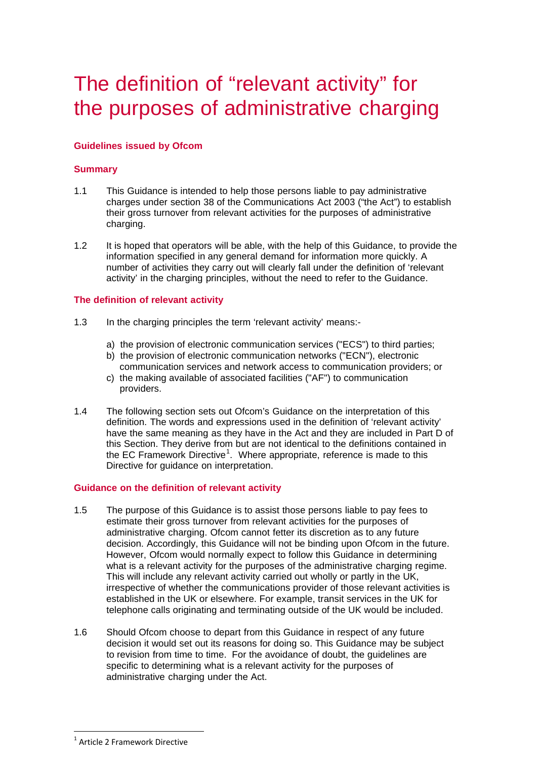# The definition of "relevant activity" for the purposes of administrative charging

### Guidelines issued by Ofcom

### Summary

1.1 This Guidance is intended to help those persons liable to pay administrative charges under section 38 of the Communications Act 2003 ("the Act") to establish their gross turnover from relevant activities for the purposes of administrative charging.

1.2 It is hoped that operators will be able, with the help of this Guidance, to provide the information specified in any general demand for information more quickly. A number of activities they carry out will clearly fall under the definition of 'relevant activity' in the charging principles, without the need to refer to the Guidance.

### The definition of relevant activity

1.3 In the charging principles the term 'relevant activity' means:-

a) the provision of electronic communication services ("ECS") to third parties;
b) the provision of electronic communication networks ("ECN"), electronic communication services and network access to communication providers; or
c) the making available of associated facilities ("AF") to communication providers.

1.4 The following section sets out Ofcom's Guidance on the interpretation of this definition. The words and expressions used in the definition of 'relevant activity' have the same meaning as they have in the Act and they are included in Part D of this Section. They derive from but are not identical to the definitions contained in the EC Framework Directive[1]. Where appropriate, reference is made to this Directive for guidance on interpretation.

### Guidance on the definition of relevant activity

1.5 The purpose of this Guidance is to assist those persons liable to pay fees to estimate their gross turnover from relevant activities for the purposes of administrative charging. Ofcom cannot fetter its discretion as to any future decision. Accordingly, this Guidance will not be binding upon Ofcom in the future. However, Ofcom would normally expect to follow this Guidance in determining what is a relevant activity for the purposes of the administrative charging regime. This will include any relevant activity carried out wholly or partly in the UK, irrespective of whether the communications provider of those relevant activities is established in the UK or elsewhere. For example, transit services in the UK for telephone calls originating and terminating outside of the UK would be included.

1.6 Should Ofcom choose to depart from this Guidance in respect of any future decision it would set out its reasons for doing so. This Guidance may be subject to revision from time to time. For the avoidance of doubt, the guidelines are specific to determining what is a relevant activity for the purposes of administrative charging under the Act.

[1] Article 2 Framework Directive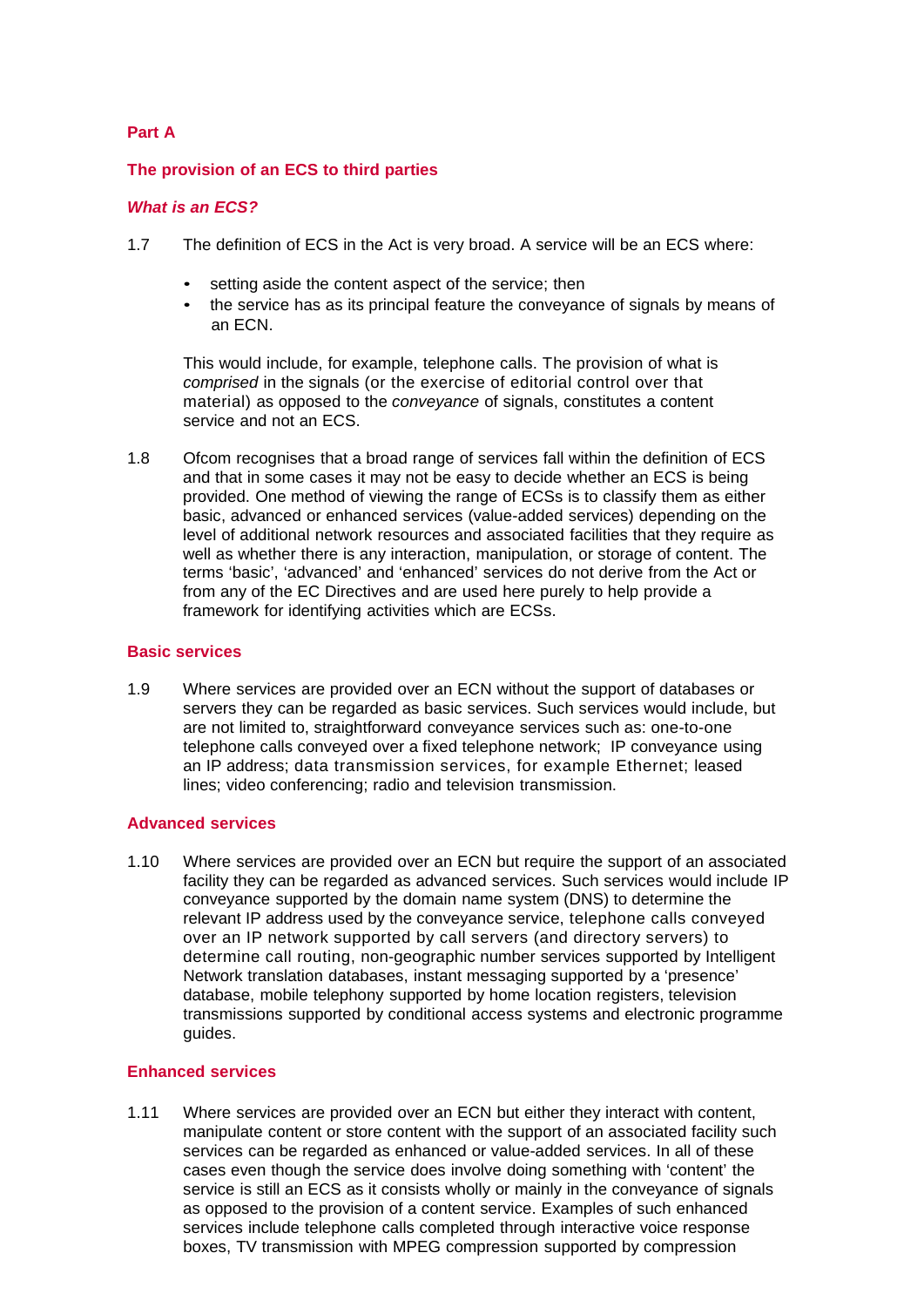## Part A

## The provision of an ECS to third parties

### *What is an ECS?*

1.7 The definition of ECS in the Act is very broad. A service will be an ECS where:

- setting aside the content aspect of the service; then
- the service has as its principal feature the conveyance of signals by means of an ECN.

This would include, for example, telephone calls. The provision of what is *comprised* in the signals (or the exercise of editorial control over that material) as opposed to the *conveyance* of signals, constitutes a content service and not an ECS.

1.8 Ofcom recognises that a broad range of services fall within the definition of ECS and that in some cases it may not be easy to decide whether an ECS is being provided. One method of viewing the range of ECSs is to classify them as either basic, advanced or enhanced services (value-added services) depending on the level of additional network resources and associated facilities that they require as well as whether there is any interaction, manipulation, or storage of content. The terms 'basic', 'advanced' and 'enhanced' services do not derive from the Act or from any of the EC Directives and are used here purely to help provide a framework for identifying activities which are ECSs.

### Basic services

1.9 Where services are provided over an ECN without the support of databases or servers they can be regarded as basic services. Such services would include, but are not limited to, straightforward conveyance services such as: one-to-one telephone calls conveyed over a fixed telephone network; IP conveyance using an IP address; data transmission services, for example Ethernet; leased lines; video conferencing; radio and television transmission.

### Advanced services

1.10 Where services are provided over an ECN but require the support of an associated facility they can be regarded as advanced services. Such services would include IP conveyance supported by the domain name system (DNS) to determine the relevant IP address used by the conveyance service, telephone calls conveyed over an IP network supported by call servers (and directory servers) to determine call routing, non-geographic number services supported by Intelligent Network translation databases, instant messaging supported by a 'presence' database, mobile telephony supported by home location registers, television transmissions supported by conditional access systems and electronic programme guides.

### Enhanced services

1.11 Where services are provided over an ECN but either they interact with content, manipulate content or store content with the support of an associated facility such services can be regarded as enhanced or value-added services. In all of these cases even though the service does involve doing something with 'content' the service is still an ECS as it consists wholly or mainly in the conveyance of signals as opposed to the provision of a content service. Examples of such enhanced services include telephone calls completed through interactive voice response boxes, TV transmission with MPEG compression supported by compression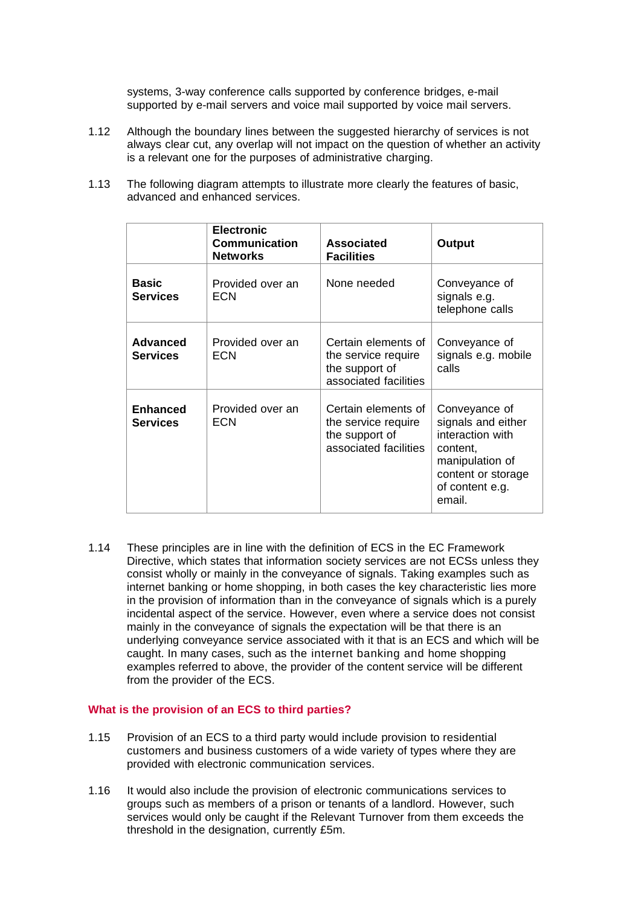systems, 3-way conference calls supported by conference bridges, e-mail supported by e-mail servers and voice mail supported by voice mail servers.

1.12 Although the boundary lines between the suggested hierarchy of services is not always clear cut, any overlap will not impact on the question of whether an activity is a relevant one for the purposes of administrative charging.

1.13 The following diagram attempts to illustrate more clearly the features of basic, advanced and enhanced services.

| | **Electronic Communication Networks** | **Associated Facilities** | **Output** |
|---|---|---|---|
| **Basic Services** | Provided over an ECN | None needed | Conveyance of signals e.g. telephone calls |
| **Advanced Services** | Provided over an ECN | Certain elements of the service require the support of associated facilities | Conveyance of signals e.g. mobile calls |
| **Enhanced Services** | Provided over an ECN | Certain elements of the service require the support of associated facilities | Conveyance of signals and either interaction with content, manipulation of content or storage of content e.g. email. |

1.14 These principles are in line with the definition of ECS in the EC Framework Directive, which states that information society services are not ECSs unless they consist wholly or mainly in the conveyance of signals. Taking examples such as internet banking or home shopping, in both cases the key characteristic lies more in the provision of information than in the conveyance of signals which is a purely incidental aspect of the service. However, even where a service does not consist mainly in the conveyance of signals the expectation will be that there is an underlying conveyance service associated with it that is an ECS and which will be caught. In many cases, such as the internet banking and home shopping examples referred to above, the provider of the content service will be different from the provider of the ECS.

### What is the provision of an ECS to third parties?

1.15 Provision of an ECS to a third party would include provision to residential customers and business customers of a wide variety of types where they are provided with electronic communication services.

1.16 It would also include the provision of electronic communications services to groups such as members of a prison or tenants of a landlord. However, such services would only be caught if the Relevant Turnover from them exceeds the threshold in the designation, currently £5m.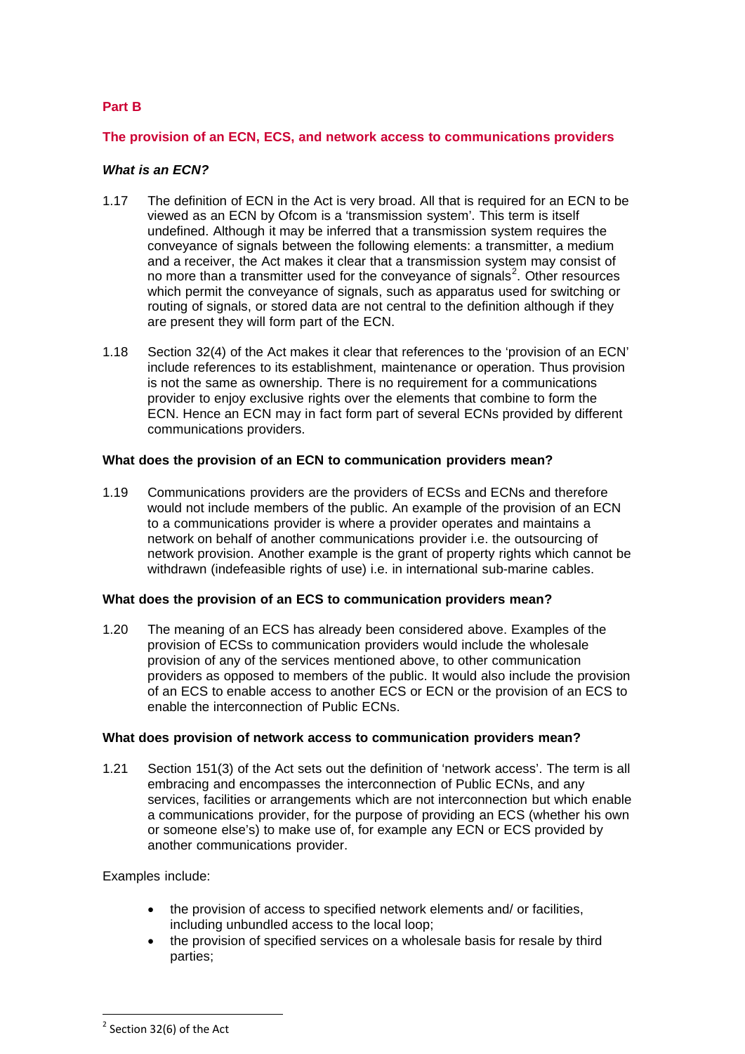**Part B**

**The provision of an ECN, ECS, and network access to communications providers**

***What is an ECN?***

1.17 The definition of ECN in the Act is very broad. All that is required for an ECN to be viewed as an ECN by Ofcom is a 'transmission system'. This term is itself undefined. Although it may be inferred that a transmission system requires the conveyance of signals between the following elements: a transmitter, a medium and a receiver, the Act makes it clear that a transmission system may consist of no more than a transmitter used for the conveyance of signals[2]. Other resources which permit the conveyance of signals, such as apparatus used for switching or routing of signals, or stored data are not central to the definition although if they are present they will form part of the ECN.

1.18 Section 32(4) of the Act makes it clear that references to the 'provision of an ECN' include references to its establishment, maintenance or operation. Thus provision is not the same as ownership. There is no requirement for a communications provider to enjoy exclusive rights over the elements that combine to form the ECN. Hence an ECN may in fact form part of several ECNs provided by different communications providers.

**What does the provision of an ECN to communication providers mean?**

1.19 Communications providers are the providers of ECSs and ECNs and therefore would not include members of the public. An example of the provision of an ECN to a communications provider is where a provider operates and maintains a network on behalf of another communications provider i.e. the outsourcing of network provision. Another example is the grant of property rights which cannot be withdrawn (indefeasible rights of use) i.e. in international sub-marine cables.

**What does the provision of an ECS to communication providers mean?**

1.20 The meaning of an ECS has already been considered above. Examples of the provision of ECSs to communication providers would include the wholesale provision of any of the services mentioned above, to other communication providers as opposed to members of the public. It would also include the provision of an ECS to enable access to another ECS or ECN or the provision of an ECS to enable the interconnection of Public ECNs.

**What does provision of network access to communication providers mean?**

1.21 Section 151(3) of the Act sets out the definition of 'network access'. The term is all embracing and encompasses the interconnection of Public ECNs, and any services, facilities or arrangements which are not interconnection but which enable a communications provider, for the purpose of providing an ECS (whether his own or someone else's) to make use of, for example any ECN or ECS provided by another communications provider.

Examples include:

- the provision of access to specified network elements and/ or facilities, including unbundled access to the local loop;
- the provision of specified services on a wholesale basis for resale by third parties;

[2] Section 32(6) of the Act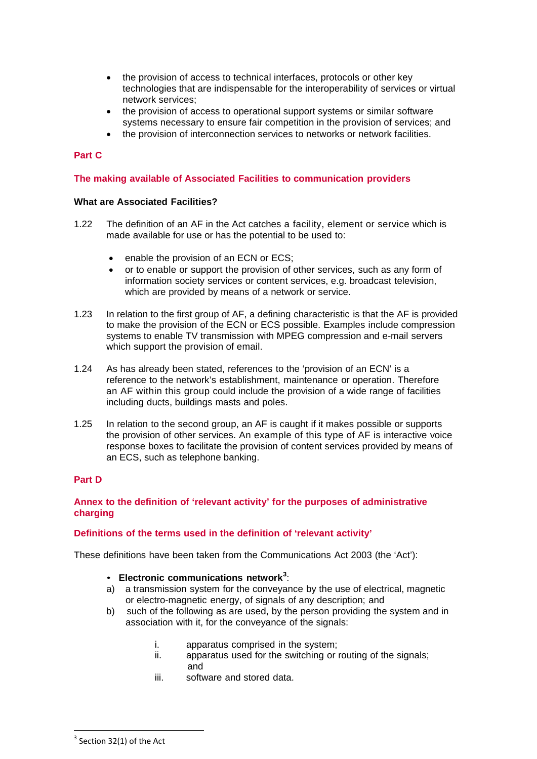- the provision of access to technical interfaces, protocols or other key technologies that are indispensable for the interoperability of services or virtual network services;
- the provision of access to operational support systems or similar software systems necessary to ensure fair competition in the provision of services; and
- the provision of interconnection services to networks or network facilities.

## Part C

## The making available of Associated Facilities to communication providers

### What are Associated Facilities?

1.22 The definition of an AF in the Act catches a facility, element or service which is made available for use or has the potential to be used to:

- enable the provision of an ECN or ECS;
- or to enable or support the provision of other services, such as any form of information society services or content services, e.g. broadcast television, which are provided by means of a network or service.

1.23 In relation to the first group of AF, a defining characteristic is that the AF is provided to make the provision of the ECN or ECS possible. Examples include compression systems to enable TV transmission with MPEG compression and e-mail servers which support the provision of email.

1.24 As has already been stated, references to the 'provision of an ECN' is a reference to the network's establishment, maintenance or operation. Therefore an AF within this group could include the provision of a wide range of facilities including ducts, buildings masts and poles.

1.25 In relation to the second group, an AF is caught if it makes possible or supports the provision of other services. An example of this type of AF is interactive voice response boxes to facilitate the provision of content services provided by means of an ECS, such as telephone banking.

## Part D

## Annex to the definition of 'relevant activity' for the purposes of administrative charging

### Definitions of the terms used in the definition of 'relevant activity'

These definitions have been taken from the Communications Act 2003 (the 'Act'):

- **Electronic communications network**[3]:

a) a transmission system for the conveyance by the use of electrical, magnetic or electro-magnetic energy, of signals of any description; and

b) such of the following as are used, by the person providing the system and in association with it, for the conveyance of the signals:

  i. apparatus comprised in the system;
  ii. apparatus used for the switching or routing of the signals; and
  iii. software and stored data.

---

[3] Section 32(1) of the Act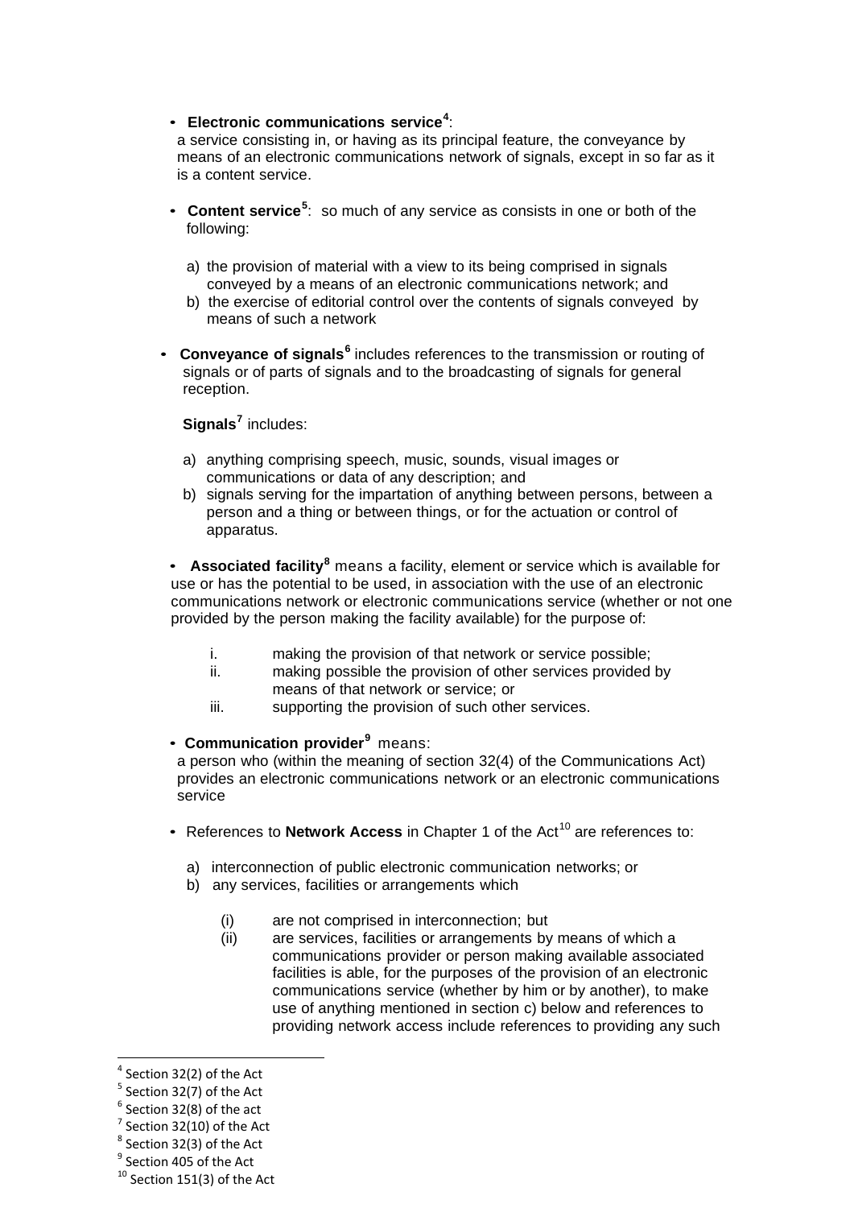- **Electronic communications service**[4]:
  a service consisting in, or having as its principal feature, the conveyance by means of an electronic communications network of signals, except in so far as it is a content service.

- **Content service**[5]: so much of any service as consists in one or both of the following:

  a) the provision of material with a view to its being comprised in signals conveyed by a means of an electronic communications network; and
  b) the exercise of editorial control over the contents of signals conveyed by means of such a network

- **Conveyance of signals**[6] includes references to the transmission or routing of signals or of parts of signals and to the broadcasting of signals for general reception.

  **Signals**[7] includes:

  a) anything comprising speech, music, sounds, visual images or communications or data of any description; and
  b) signals serving for the impartation of anything between persons, between a person and a thing or between things, or for the actuation or control of apparatus.

- **Associated facility**[8] means a facility, element or service which is available for use or has the potential to be used, in association with the use of an electronic communications network or electronic communications service (whether or not one provided by the person making the facility available) for the purpose of:

  i. making the provision of that network or service possible;
  ii. making possible the provision of other services provided by means of that network or service; or
  iii. supporting the provision of such other services.

- **Communication provider**[9] means:
  a person who (within the meaning of section 32(4) of the Communications Act) provides an electronic communications network or an electronic communications service

- References to **Network Access** in Chapter 1 of the Act[10] are references to:

  a) interconnection of public electronic communication networks; or
  b) any services, facilities or arrangements which

     (i) are not comprised in interconnection; but
     (ii) are services, facilities or arrangements by means of which a communications provider or person making available associated facilities is able, for the purposes of the provision of an electronic communications service (whether by him or by another), to make use of anything mentioned in section c) below and references to providing network access include references to providing any such

---

[4] Section 32(2) of the Act
[5] Section 32(7) of the Act
[6] Section 32(8) of the act
[7] Section 32(10) of the Act
[8] Section 32(3) of the Act
[9] Section 405 of the Act
[10] Section 151(3) of the Act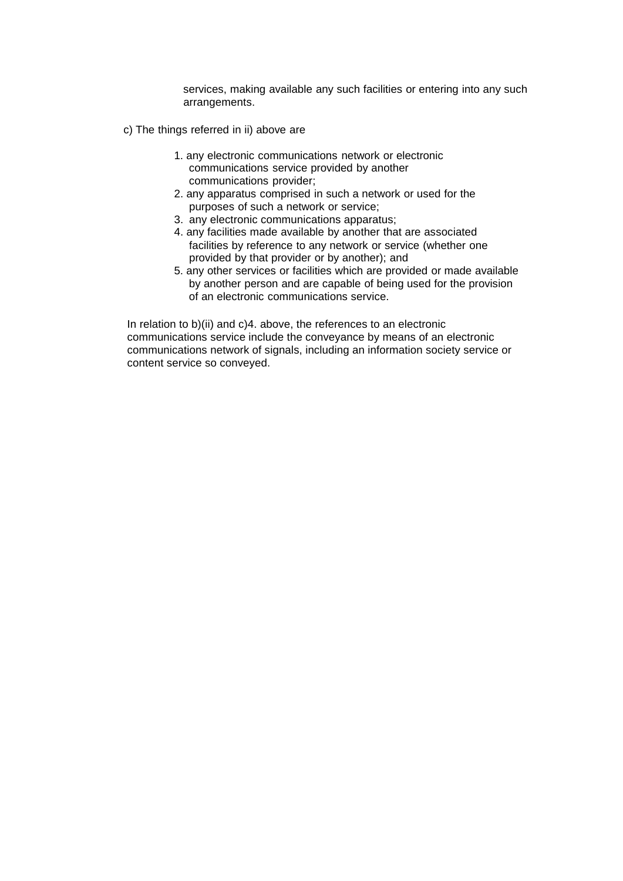services, making available any such facilities or entering into any such arrangements.

c) The things referred in ii) above are

1. any electronic communications network or electronic communications service provided by another communications provider;
2. any apparatus comprised in such a network or used for the purposes of such a network or service;
3. any electronic communications apparatus;
4. any facilities made available by another that are associated facilities by reference to any network or service (whether one provided by that provider or by another); and
5. any other services or facilities which are provided or made available by another person and are capable of being used for the provision of an electronic communications service.

In relation to b)(ii) and c)4. above, the references to an electronic communications service include the conveyance by means of an electronic communications network of signals, including an information society service or content service so conveyed.